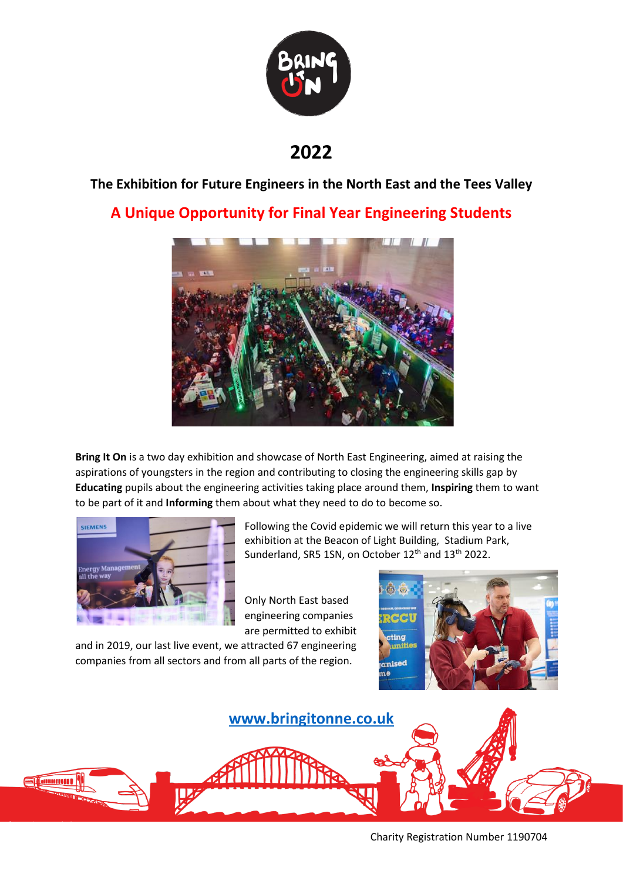# 2022

## The Exhibition for Future Engineers in the North East and the Tees Valley

## A Unique Opportunity for Final Year Engineering Students

**Bring It On** is a two day exhibition and showcase of North East Engineering, aimed at raising the aspirations of youngsters in the region and contributing to closing the engineering skills gap by **Educating** pupils about the engineering activities taking place around them, **Inspiring** them to want to be part of it and **Informing** them about what they need to do to become so.

Following the Covid epidemic we will return this year to a live exhibition at the Beacon of Light Building, Stadium Park, Sunderland, SR5 1SN, on October 12th and 13th 2022.

Only North East based engineering companies are permitted to exhibit and in 2019, our last live event, we attracted 67 engineering companies from all sectors and from all parts of the region.

[www.bringitonne.co.uk](http://www.bringitonne.co.uk)

Charity Registration Number 1190704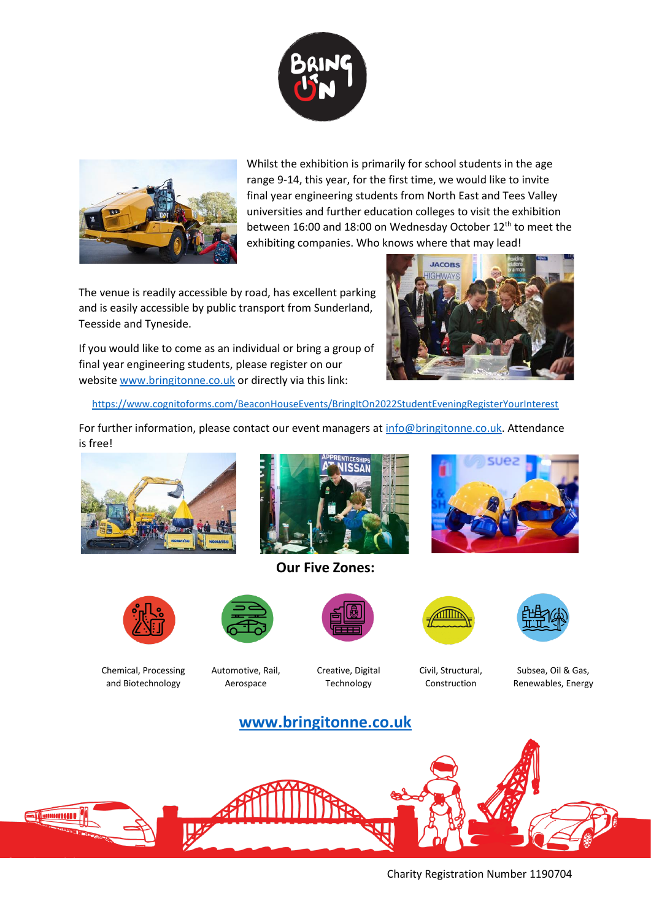Whilst the exhibition is primarily for school students in the age range 9-14, this year, for the first time, we would like to invite final year engineering students from North East and Tees Valley universities and further education colleges to visit the exhibition between 16:00 and 18:00 on Wednesday October 12th to meet the exhibiting companies. Who knows where that may lead!

The venue is readily accessible by road, has excellent parking and is easily accessible by public transport from Sunderland, Teesside and Tyneside.

If you would like to come as an individual or bring a group of final year engineering students, please register on our website [www.bringitonne.co.uk](www.bringitonne.co.uk) or directly via this link:

[https://www.cognitoforms.com/BeaconHouseEvents/BringItOn2022StudentEveningRegisterYourInterest](https://www.cognitoforms.com/BeaconHouseEvents/BringItOn2022StudentEveningRegisterYourInterest)

For further information, please contact our event managers at [info@bringitonne.co.uk](mailto:info@bringitonne.co.uk). Attendance is free!

## Our Five Zones:

- Chemical, Processing and Biotechnology
- Automotive, Rail, Aerospace
- Creative, Digital Technology
- Civil, Structural, Construction
- Subsea, Oil & Gas, Renewables, Energy

## [www.bringitonne.co.uk](www.bringitonne.co.uk)

Charity Registration Number 1190704